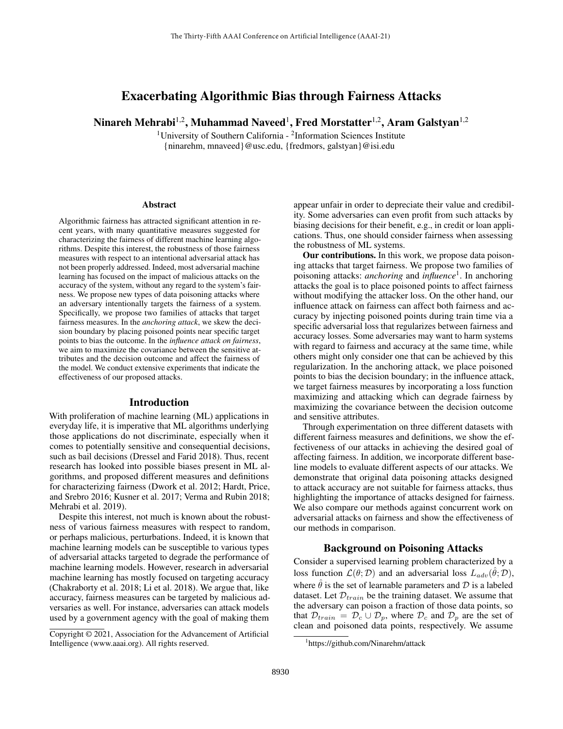# Exacerbating Algorithmic Bias through Fairness Attacks

**Ninareh Mehrabi[1,2], Muhammad Naveed[1], Fred Morstatter[1,2], Aram Galstyan[1,2]**

[1]University of Southern California - [2]Information Sciences Institute
{ninarehm, mnaveed}@usc.edu, {fredmors, galstyan}@isi.edu

## Abstract

Algorithmic fairness has attracted significant attention in recent years, with many quantitative measures suggested for characterizing the fairness of different machine learning algorithms. Despite this interest, the robustness of those fairness measures with respect to an intentional adversarial attack has not been properly addressed. Indeed, most adversarial machine learning has focused on the impact of malicious attacks on the accuracy of the system, without any regard to the system's fairness. We propose new types of data poisoning attacks where an adversary intentionally targets the fairness of a system. Specifically, we propose two families of attacks that target fairness measures. In the *anchoring attack*, we skew the decision boundary by placing poisoned points near specific target points to bias the outcome. In the *influence attack on fairness*, we aim to maximize the covariance between the sensitive attributes and the decision outcome and affect the fairness of the model. We conduct extensive experiments that indicate the effectiveness of our proposed attacks.

## Introduction

With proliferation of machine learning (ML) applications in everyday life, it is imperative that ML algorithms underlying those applications do not discriminate, especially when it comes to potentially sensitive and consequential decisions, such as bail decisions (Dressel and Farid 2018). Thus, recent research has looked into possible biases present in ML algorithms, and proposed different measures and definitions for characterizing fairness (Dwork et al. 2012; Hardt, Price, and Srebro 2016; Kusner et al. 2017; Verma and Rubin 2018; Mehrabi et al. 2019).

Despite this interest, not much is known about the robustness of various fairness measures with respect to random, or perhaps malicious, perturbations. Indeed, it is known that machine learning models can be susceptible to various types of adversarial attacks targeted to degrade the performance of machine learning models. However, research in adversarial machine learning has mostly focused on targeting accuracy (Chakraborty et al. 2018; Li et al. 2018). We argue that, like accuracy, fairness measures can be targeted by malicious adversaries as well. For instance, adversaries can attack models used by a government agency with the goal of making them appear unfair in order to depreciate their value and credibility. Some adversaries can even profit from such attacks by biasing decisions for their benefit, e.g., in credit or loan applications. Thus, one should consider fairness when assessing the robustness of ML systems.

**Our contributions.** In this work, we propose data poisoning attacks that target fairness. We propose two families of poisoning attacks: *anchoring* and *influence*[1]. In anchoring attacks the goal is to place poisoned points to affect fairness without modifying the attacker loss. On the other hand, our influence attack on fairness can affect both fairness and accuracy by injecting poisoned points during train time via a specific adversarial loss that regularizes between fairness and accuracy losses. Some adversaries may want to harm systems with regard to fairness and accuracy at the same time, while others might only consider one that can be achieved by this regularization. In the anchoring attack, we place poisoned points to bias the decision boundary; in the influence attack, we target fairness measures by incorporating a loss function maximizing and attacking which can degrade fairness by maximizing the covariance between the decision outcome and sensitive attributes.

Through experimentation on three different datasets with different fairness measures and definitions, we show the effectiveness of our attacks in achieving the desired goal of affecting fairness. In addition, we incorporate different baseline models to evaluate different aspects of our attacks. We demonstrate that original data poisoning attacks designed to attack accuracy are not suitable for fairness attacks, thus highlighting the importance of attacks designed for fairness. We also compare our methods against concurrent work on adversarial attacks on fairness and show the effectiveness of our methods in comparison.

## Background on Poisoning Attacks

Consider a supervised learning problem characterized by a loss function $\mathcal{L}(\theta; \mathcal{D})$ and an adversarial loss $L_{adv}(\hat{\theta}; \mathcal{D})$, where $\hat{\theta}$ is the set of learnable parameters and $\mathcal{D}$ is a labeled dataset. Let $\mathcal{D}_{train}$ be the training dataset. We assume that the adversary can poison a fraction of those data points, so that $\mathcal{D}_{train} = \mathcal{D}_c \cup \mathcal{D}_p$, where $\mathcal{D}_c$ and $\mathcal{D}_p$ are the set of clean and poisoned data points, respectively. We assume

---

Copyright © 2021, Association for the Advancement of Artificial Intelligence (www.aaai.org). All rights reserved.

[1]https://github.com/Ninarehm/attack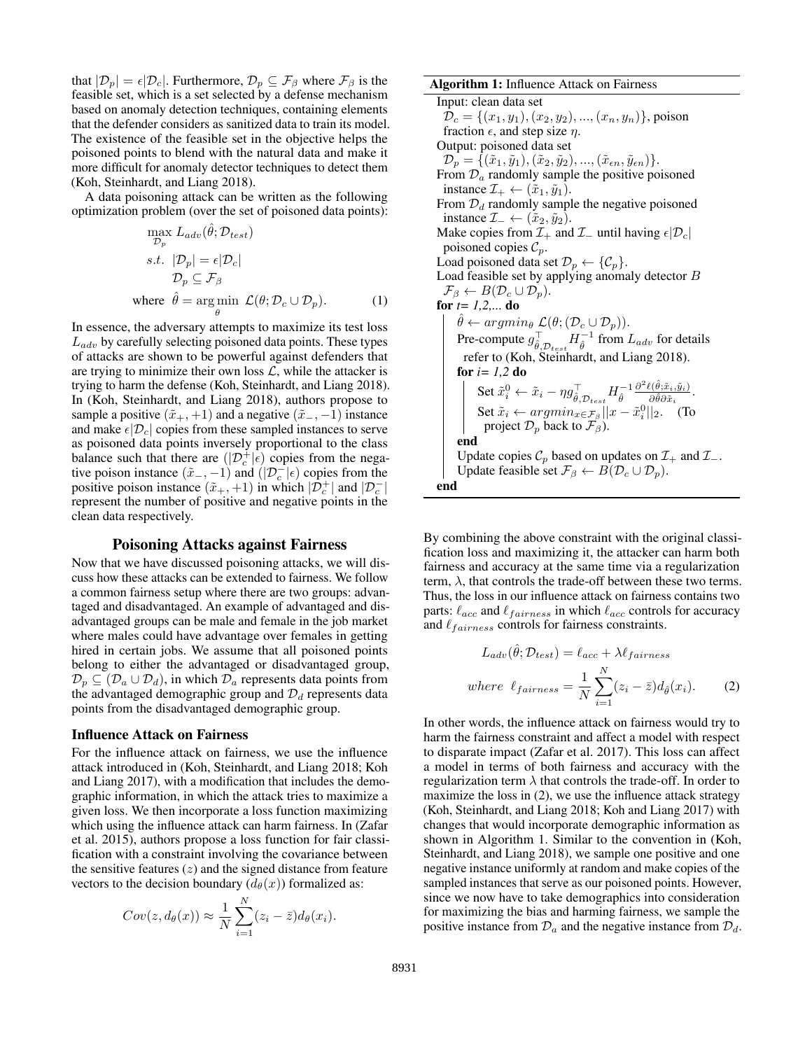that $|\mathcal{D}_p| = \epsilon|\mathcal{D}_c|$. Furthermore, $\mathcal{D}_p \subseteq \mathcal{F}_\beta$ where $\mathcal{F}_\beta$ is the feasible set, which is a set selected by a defense mechanism based on anomaly detection techniques, containing elements that the defender considers as sanitized data to train its model. The existence of the feasible set in the objective helps the poisoned points to blend with the natural data and make it more difficult for anomaly detector techniques to detect them (Koh, Steinhardt, and Liang 2018).

A data poisoning attack can be written as the following optimization problem (over the set of poisoned data points):

$$
\begin{aligned}
&\max_{\mathcal{D}_p} \ L_{adv}(\hat{\theta}; \mathcal{D}_{test}) \\
&s.t. \ |\mathcal{D}_p| = \epsilon|\mathcal{D}_c| \\
&\quad\ \ \mathcal{D}_p \subseteq \mathcal{F}_\beta \\
&\text{where} \ \ \hat{\theta} = \arg\min_\theta \ \mathcal{L}(\theta; \mathcal{D}_c \cup \mathcal{D}_p). \qquad (1)
\end{aligned}
$$

In essence, the adversary attempts to maximize its test loss $L_{adv}$ by carefully selecting poisoned data points. These types of attacks are shown to be powerful against defenders that are trying to minimize their own loss $\mathcal{L}$, while the attacker is trying to harm the defense (Koh, Steinhardt, and Liang 2018). In (Koh, Steinhardt, and Liang 2018), authors propose to sample a positive $(\tilde{x}_+, +1)$ and a negative $(\tilde{x}_-, -1)$ instance and make $\epsilon|\mathcal{D}_c|$ copies from these sampled instances to serve as poisoned data points inversely proportional to the class balance such that there are $(|\mathcal{D}_c^+|\epsilon)$ copies from the negative poison instance $(\tilde{x}_-, -1)$ and $(|\mathcal{D}_c^-|\epsilon)$ copies from the positive poison instance $(\tilde{x}_+, +1)$ in which $|\mathcal{D}_c^+|$ and $|\mathcal{D}_c^-|$ represent the number of positive and negative points in the clean data respectively.

## Poisoning Attacks against Fairness

Now that we have discussed poisoning attacks, we will discuss how these attacks can be extended to fairness. We follow a common fairness setup where there are two groups: advantaged and disadvantaged. An example of advantaged and disadvantaged groups can be male and female in the job market where males could have advantage over females in getting hired in certain jobs. We assume that all poisoned points belong to either the advantaged or disadvantaged group, $\mathcal{D}_p \subseteq (\mathcal{D}_a \cup \mathcal{D}_d)$, in which $\mathcal{D}_a$ represents data points from the advantaged demographic group and $\mathcal{D}_d$ represents data points from the disadvantaged demographic group.

### Influence Attack on Fairness

For the influence attack on fairness, we use the influence attack introduced in (Koh, Steinhardt, and Liang 2018; Koh and Liang 2017), with a modification that includes the demographic information, in which the attack tries to maximize a given loss. We then incorporate a loss function maximizing which using the influence attack can harm fairness. In (Zafar et al. 2015), authors propose a loss function for fair classification with a constraint involving the covariance between the sensitive features ($z$) and the signed distance from feature vectors to the decision boundary ($d_\theta(x)$) formalized as:

$$
Cov(z, d_\theta(x)) \approx \frac{1}{N}\sum_{i=1}^{N}(z_i - \bar{z})d_\theta(x_i).
$$

**Algorithm 1:** Influence Attack on Fairness

```
Input: clean data set
  D_c = {(x_1, y_1), (x_2, y_2), ..., (x_n, y_n)}, poison
  fraction ε, and step size η.
Output: poisoned data set
  D_p = {(x̃_1, ỹ_1), (x̃_2, ỹ_2), ..., (x̃_εn, ỹ_εn)}.
From D_a randomly sample the positive poisoned
  instance I_+ ← (x̃_1, ỹ_1).
From D_d randomly sample the negative poisoned
  instance I_- ← (x̃_2, ỹ_2).
Make copies from I_+ and I_- until having ε|D_c|
  poisoned copies C_p.
Load poisoned data set D_p ← {C_p}.
Load feasible set by applying anomaly detector B
  F_β ← B(D_c ∪ D_p).
for t = 1,2,... do
    θ̂ ← argmin_θ L(θ; (D_c ∪ D_p)).
    Pre-compute g^T_{θ̂,D_test} H^{-1}_θ̂ from L_adv for details
      refer to (Koh, Steinhardt, and Liang 2018).
    for i = 1,2 do
        Set x̃_i^0 ← x̃_i − η g^T_{θ̂,D_test} H^{-1}_θ̂ ∂²ℓ(θ̂; x̃_i, ỹ_i)/∂θ̂∂x̃_i.
        Set x̃_i ← argmin_{x∈F_β} ||x − x̃_i^0||_2.   (To
          project D_p back to F_β).
    end
    Update copies C_p based on updates on I_+ and I_-.
    Update feasible set F_β ← B(D_c ∪ D_p).
end
```

By combining the above constraint with the original classification loss and maximizing it, the attacker can harm both fairness and accuracy at the same time via a regularization term, $\lambda$, that controls the trade-off between these two terms. Thus, the loss in our influence attack on fairness contains two parts: $\ell_{acc}$ and $\ell_{fairness}$ in which $\ell_{acc}$ controls for accuracy and $\ell_{fairness}$ controls for fairness constraints.

$$
\begin{aligned}
L_{adv}(\hat{\theta}; \mathcal{D}_{test}) &= \ell_{acc} + \lambda \ell_{fairness} \\
where \ \ \ell_{fairness} &= \frac{1}{N}\sum_{i=1}^{N}(z_i - \bar{z})d_{\hat{\theta}}(x_i). \qquad (2)
\end{aligned}
$$

In other words, the influence attack on fairness would try to harm the fairness constraint and affect a model with respect to disparate impact (Zafar et al. 2017). This loss can affect a model in terms of both fairness and accuracy with the regularization term $\lambda$ that controls the trade-off. In order to maximize the loss in (2), we use the influence attack strategy (Koh, Steinhardt, and Liang 2018; Koh and Liang 2017) with changes that would incorporate demographic information as shown in Algorithm 1. Similar to the convention in (Koh, Steinhardt, and Liang 2018), we sample one positive and one negative instance uniformly at random and make copies of the sampled instances that serve as our poisoned points. However, since we now have to take demographics into consideration for maximizing the bias and harming fairness, we sample the positive instance from $\mathcal{D}_a$ and the negative instance from $\mathcal{D}_d$.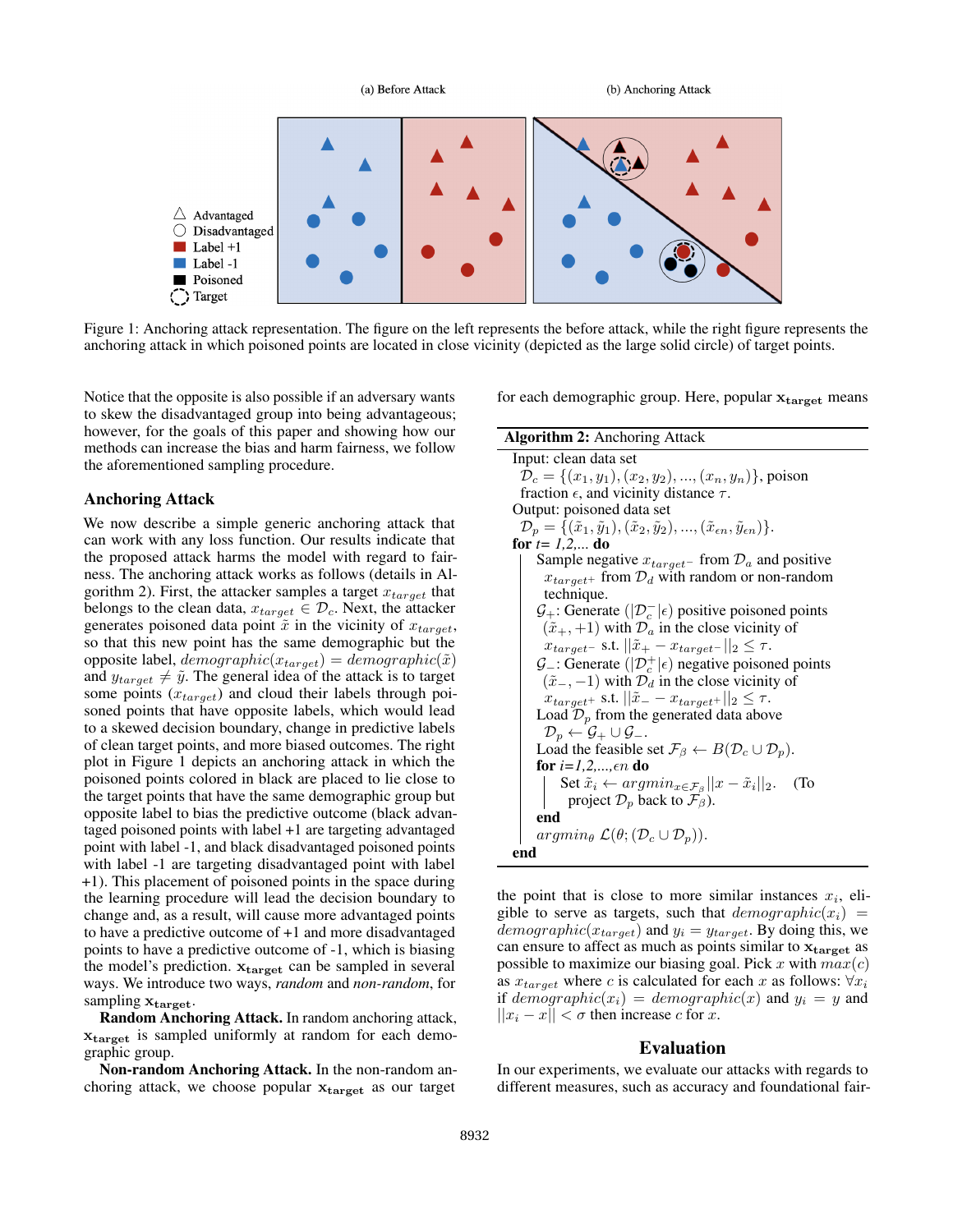(a) Before Attack (b) Anchoring Attack

Figure 1: Anchoring attack representation. The figure on the left represents the before attack, while the right figure represents the anchoring attack in which poisoned points are located in close vicinity (depicted as the large solid circle) of target points.

Notice that the opposite is also possible if an adversary wants to skew the disadvantaged group into being advantageous; however, for the goals of this paper and showing how our methods can increase the bias and harm fairness, we follow the aforementioned sampling procedure.

## Anchoring Attack

We now describe a simple generic anchoring attack that can work with any loss function. Our results indicate that the proposed attack harms the model with regard to fairness. The anchoring attack works as follows (details in Algorithm 2). First, the attacker samples a target $x_{target}$ that belongs to the clean data, $x_{target} \in \mathcal{D}_c$. Next, the attacker generates poisoned data point $\tilde{x}$ in the vicinity of $x_{target}$, so that this new point has the same demographic but the opposite label, $demographic(x_{target}) = demographic(\tilde{x})$ and $y_{target} \neq \tilde{y}$. The general idea of the attack is to target some points ($x_{target}$) and cloud their labels through poisoned points that have opposite labels, which would lead to a skewed decision boundary, change in predictive labels of clean target points, and more biased outcomes. The right plot in Figure 1 depicts an anchoring attack in which the poisoned points colored in black are placed to lie close to the target points that have the same demographic group but opposite label to bias the predictive outcome (black advantaged poisoned points with label +1 are targeting advantaged point with label -1, and black disadvantaged poisoned points with label -1 are targeting disadvantaged point with label +1). This placement of poisoned points in the space during the learning procedure will lead the decision boundary to change and, as a result, will cause more advantaged points to have a predictive outcome of +1 and more disadvantaged points to have a predictive outcome of -1, which is biasing the model's prediction. $\mathbf{x_{target}}$ can be sampled in several ways. We introduce two ways, *random* and *non-random*, for sampling $\mathbf{x_{target}}$.

**Random Anchoring Attack.** In random anchoring attack, $\mathbf{x_{target}}$ is sampled uniformly at random for each demographic group.

**Non-random Anchoring Attack.** In the non-random anchoring attack, we choose popular $\mathbf{x_{target}}$ as our target for each demographic group. Here, popular $\mathbf{x_{target}}$ means

**Algorithm 2:** Anchoring Attack

```
Input: clean data set
  D_c = {(x_1, y_1), (x_2, y_2), ..., (x_n, y_n)}, poison
  fraction ε, and vicinity distance τ.
Output: poisoned data set
  D_p = {(x̃_1, ỹ_1), (x̃_2, ỹ_2), ..., (x̃_εn, ỹ_εn)}.
for t= 1,2,... do
    Sample negative x_target- from D_a and positive
      x_target+ from D_d with random or non-random
      technique.
    G_+: Generate (|D_c^-|ε) positive poisoned points
      (x̃_+, +1) with D_a in the close vicinity of
      x_target- s.t. ||x̃_+ − x_target-||_2 ≤ τ.
    G_-: Generate (|D_c^+|ε) negative poisoned points
      (x̃_-, −1) with D_d in the close vicinity of
      x_target+ s.t. ||x̃_- − x_target+||_2 ≤ τ.
    Load D_p from the generated data above
      D_p ← G_+ ∪ G_-.
    Load the feasible set F_β ← B(D_c ∪ D_p).
    for i=1,2,...,εn do
        Set x̃_i ← argmin_{x∈F_β} ||x − x̃_i||_2.   (To
          project D_p back to F_β).
    end
    argmin_θ L(θ; (D_c ∪ D_p)).
end
```

the point that is close to more similar instances $x_i$, eligible to serve as targets, such that $demographic(x_i) = demographic(x_{target})$ and $y_i = y_{target}$. By doing this, we can ensure to affect as much as points similar to $\mathbf{x_{target}}$ as possible to maximize our biasing goal. Pick $x$ with $max(c)$ as $x_{target}$ where $c$ is calculated for each $x$ as follows: $\forall x_i$ if $demographic(x_i) = demographic(x)$ and $y_i = y$ and $||x_i - x|| < \sigma$ then increase $c$ for $x$.

## Evaluation

In our experiments, we evaluate our attacks with regards to different measures, such as accuracy and foundational fair-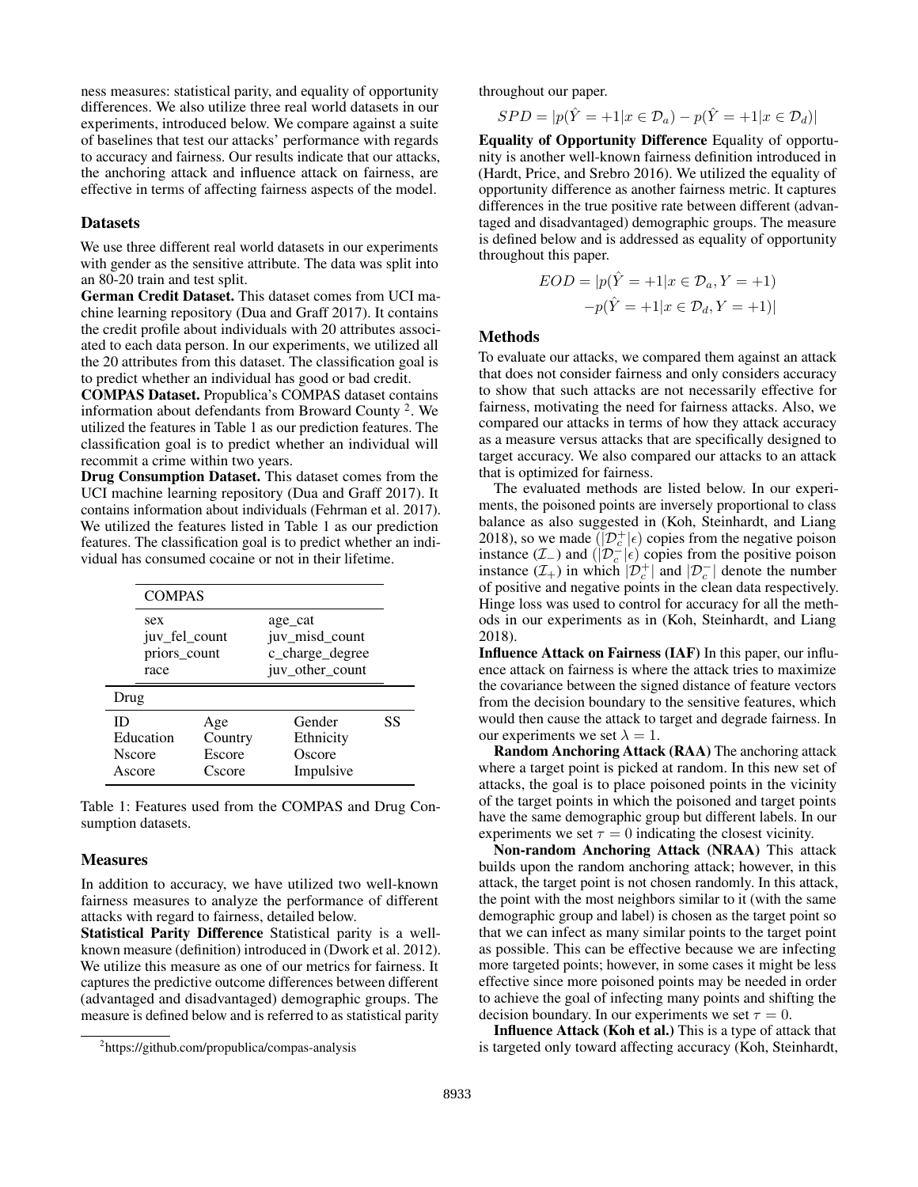ness measures: statistical parity, and equality of opportunity differences. We also utilize three real world datasets in our experiments, introduced below. We compare against a suite of baselines that test our attacks' performance with regards to accuracy and fairness. Our results indicate that our attacks, the anchoring attack and influence attack on fairness, are effective in terms of affecting fairness aspects of the model.

## Datasets

We use three different real world datasets in our experiments with gender as the sensitive attribute. The data was split into an 80-20 train and test split.

**German Credit Dataset.** This dataset comes from UCI machine learning repository (Dua and Graff 2017). It contains the credit profile about individuals with 20 attributes associated to each data person. In our experiments, we utilized all the 20 attributes from this dataset. The classification goal is to predict whether an individual has good or bad credit.

**COMPAS Dataset.** Propublica's COMPAS dataset contains information about defendants from Broward County [2]. We utilized the features in Table 1 as our prediction features. The classification goal is to predict whether an individual will recommit a crime within two years.

**Drug Consumption Dataset.** This dataset comes from the UCI machine learning repository (Dua and Graff 2017). It contains information about individuals (Fehrman et al. 2017). We utilized the features listed in Table 1 as our prediction features. The classification goal is to predict whether an individual has consumed cocaine or not in their lifetime.

| COMPAS | | | |
|---|---|---|---|
| sex | | age_cat | |
| juv_fel_count | | juv_misd_count | |
| priors_count | | c_charge_degree | |
| race | | juv_other_count | |
| **Drug** | | | |
| ID | Age | Gender | SS |
| Education | Country | Ethnicity | |
| Nscore | Escore | Oscore | |
| Ascore | Cscore | Impulsive | |

Table 1: Features used from the COMPAS and Drug Consumption datasets.

## Measures

In addition to accuracy, we have utilized two well-known fairness measures to analyze the performance of different attacks with regard to fairness, detailed below.

**Statistical Parity Difference** Statistical parity is a well-known measure (definition) introduced in (Dwork et al. 2012). We utilize this measure as one of our metrics for fairness. It captures the predictive outcome differences between different (advantaged and disadvantaged) demographic groups. The measure is defined below and is referred to as statistical parity throughout our paper.

$$SPD = |p(\hat{Y} = +1|x \in \mathcal{D}_a) - p(\hat{Y} = +1|x \in \mathcal{D}_d)|$$

**Equality of Opportunity Difference** Equality of opportunity is another well-known fairness definition introduced in (Hardt, Price, and Srebro 2016). We utilized the equality of opportunity difference as another fairness metric. It captures differences in the true positive rate between different (advantaged and disadvantaged) demographic groups. The measure is defined below and is addressed as equality of opportunity throughout this paper.

$$EOD = |p(\hat{Y} = +1|x \in \mathcal{D}_a, Y = +1) - p(\hat{Y} = +1|x \in \mathcal{D}_d, Y = +1)|$$

## Methods

To evaluate our attacks, we compared them against an attack that does not consider fairness and only considers accuracy to show that such attacks are not necessarily effective for fairness, motivating the need for fairness attacks. Also, we compared our attacks in terms of how they attack accuracy as a measure versus attacks that are specifically designed to target accuracy. We also compared our attacks to an attack that is optimized for fairness.

The evaluated methods are listed below. In our experiments, the poisoned points are inversely proportional to class balance as also suggested in (Koh, Steinhardt, and Liang 2018), so we made ($|\mathcal{D}_c^+|\epsilon$) copies from the negative poison instance ($\mathcal{I}_-$) and ($|\mathcal{D}_c^-|\epsilon$) copies from the positive poison instance ($\mathcal{I}_+$) in which $|\mathcal{D}_c^+|$ and $|\mathcal{D}_c^-|$ denote the number of positive and negative points in the clean data respectively. Hinge loss was used to control for accuracy for all the methods in our experiments as in (Koh, Steinhardt, and Liang 2018).

**Influence Attack on Fairness (IAF)** In this paper, our influence attack on fairness is where the attack tries to maximize the covariance between the signed distance of feature vectors from the decision boundary to the sensitive features, which would then cause the attack to target and degrade fairness. In our experiments we set $\lambda = 1$.

**Random Anchoring Attack (RAA)** The anchoring attack where a target point is picked at random. In this new set of attacks, the goal is to place poisoned points in the vicinity of the target points in which the poisoned and target points have the same demographic group but different labels. In our experiments we set $\tau = 0$ indicating the closest vicinity.

**Non-random Anchoring Attack (NRAA)** This attack builds upon the random anchoring attack; however, in this attack, the target point is not chosen randomly. In this attack, the point with the most neighbors similar to it (with the same demographic group and label) is chosen as the target point so that we can infect as many similar points to the target point as possible. This can be effective because we are infecting more targeted points; however, in some cases it might be less effective since more poisoned points may be needed in order to achieve the goal of infecting many points and shifting the decision boundary. In our experiments we set $\tau = 0$.

**Influence Attack (Koh et al.)** This is a type of attack that is targeted only toward affecting accuracy (Koh, Steinhardt,

[2] https://github.com/propublica/compas-analysis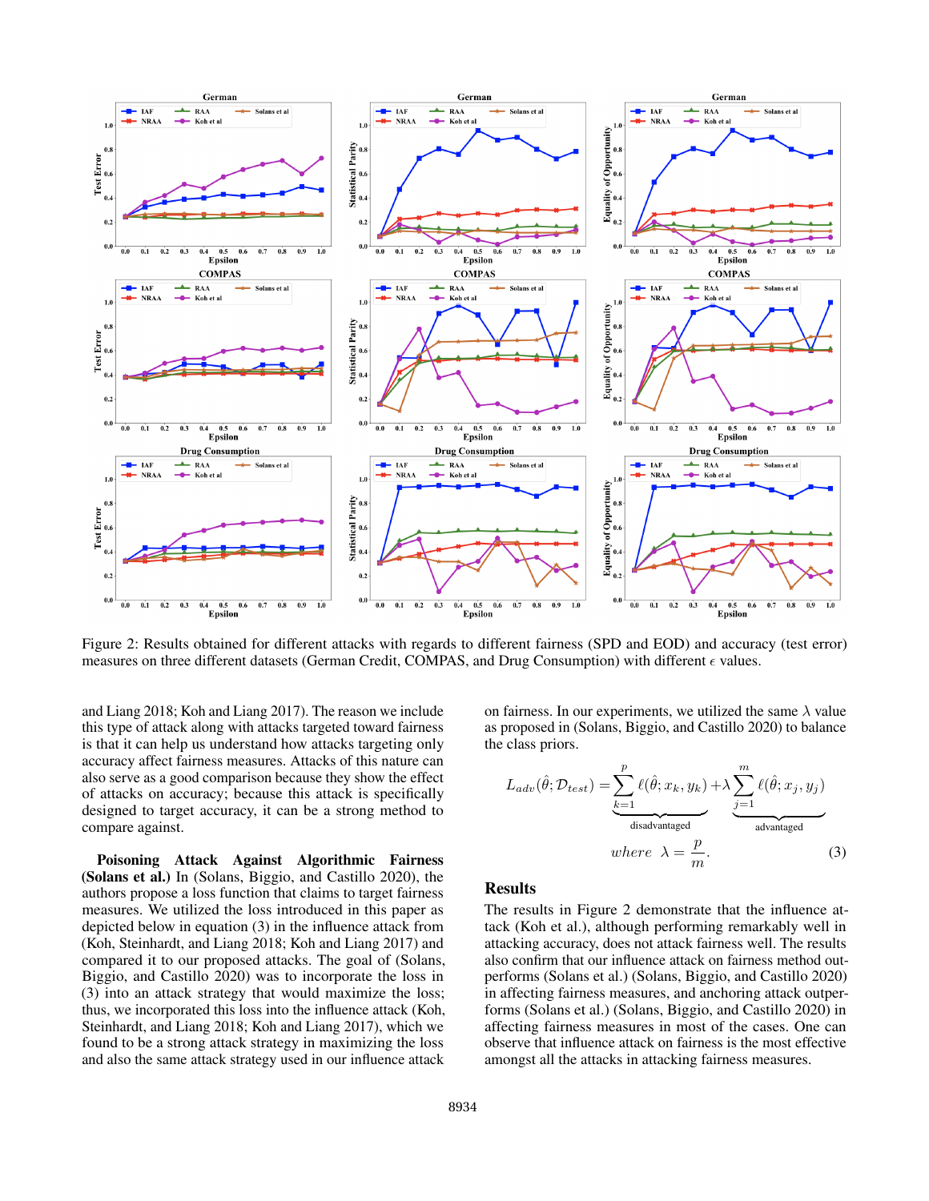Figure 2: Results obtained for different attacks with regards to different fairness (SPD and EOD) and accuracy (test error) measures on three different datasets (German Credit, COMPAS, and Drug Consumption) with different $\epsilon$ values.

and Liang 2018; Koh and Liang 2017). The reason we include this type of attack along with attacks targeted toward fairness is that it can help us understand how attacks targeting only accuracy affect fairness measures. Attacks of this nature can also serve as a good comparison because they show the effect of attacks on accuracy; because this attack is specifically designed to target accuracy, it can be a strong method to compare against.

**Poisoning Attack Against Algorithmic Fairness (Solans et al.)** In (Solans, Biggio, and Castillo 2020), the authors propose a loss function that claims to target fairness measures. We utilized the loss introduced in this paper as depicted below in equation (3) in the influence attack from (Koh, Steinhardt, and Liang 2018; Koh and Liang 2017) and compared it to our proposed attacks. The goal of (Solans, Biggio, and Castillo 2020) was to incorporate the loss in (3) into an attack strategy that would maximize the loss; thus, we incorporated this loss into the influence attack (Koh, Steinhardt, and Liang 2018; Koh and Liang 2017), which we found to be a strong attack strategy in maximizing the loss and also the same attack strategy used in our influence attack on fairness. In our experiments, we utilized the same $\lambda$ value as proposed in (Solans, Biggio, and Castillo 2020) to balance the class priors.

$$L_{adv}(\hat{\theta}; \mathcal{D}_{test}) = \underbrace{\sum_{k=1}^{p} \ell(\hat{\theta}; x_k, y_k)}_{\text{disadvantaged}} + \lambda \underbrace{\sum_{j=1}^{m} \ell(\hat{\theta}; x_j, y_j)}_{\text{advantaged}}$$

$$where \;\; \lambda = \frac{p}{m}. \tag{3}$$

## Results

The results in Figure 2 demonstrate that the influence attack (Koh et al.), although performing remarkably well in attacking accuracy, does not attack fairness well. The results also confirm that our influence attack on fairness method outperforms (Solans et al.) (Solans, Biggio, and Castillo 2020) in affecting fairness measures, and anchoring attack outperforms (Solans et al.) (Solans, Biggio, and Castillo 2020) in affecting fairness measures in most of the cases. One can observe that influence attack on fairness is the most effective amongst all the attacks in attacking fairness measures.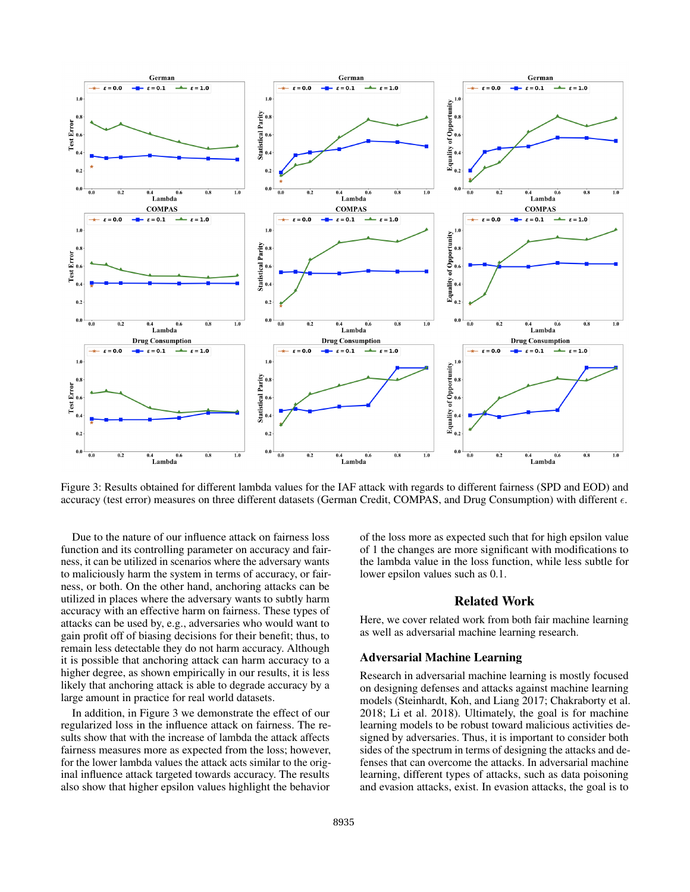Figure 3: Results obtained for different lambda values for the IAF attack with regards to different fairness (SPD and EOD) and accuracy (test error) measures on three different datasets (German Credit, COMPAS, and Drug Consumption) with different $\epsilon$.

Due to the nature of our influence attack on fairness loss function and its controlling parameter on accuracy and fairness, it can be utilized in scenarios where the adversary wants to maliciously harm the system in terms of accuracy, or fairness, or both. On the other hand, anchoring attacks can be utilized in places where the adversary wants to subtly harm accuracy with an effective harm on fairness. These types of attacks can be used by, e.g., adversaries who would want to gain profit off of biasing decisions for their benefit; thus, to remain less detectable they do not harm accuracy. Although it is possible that anchoring attack can harm accuracy to a higher degree, as shown empirically in our results, it is less likely that anchoring attack is able to degrade accuracy by a large amount in practice for real world datasets.

In addition, in Figure 3 we demonstrate the effect of our regularized loss in the influence attack on fairness. The results show that with the increase of lambda the attack affects fairness measures more as expected from the loss; however, for the lower lambda values the attack acts similar to the original influence attack targeted towards accuracy. The results also show that higher epsilon values highlight the behavior of the loss more as expected such that for high epsilon value of 1 the changes are more significant with modifications to the lambda value in the loss function, while less subtle for lower epsilon values such as 0.1.

## Related Work

Here, we cover related work from both fair machine learning as well as adversarial machine learning research.

### Adversarial Machine Learning

Research in adversarial machine learning is mostly focused on designing defenses and attacks against machine learning models (Steinhardt, Koh, and Liang 2017; Chakraborty et al. 2018; Li et al. 2018). Ultimately, the goal is for machine learning models to be robust toward malicious activities designed by adversaries. Thus, it is important to consider both sides of the spectrum in terms of designing the attacks and defenses that can overcome the attacks. In adversarial machine learning, different types of attacks, such as data poisoning and evasion attacks, exist. In evasion attacks, the goal is to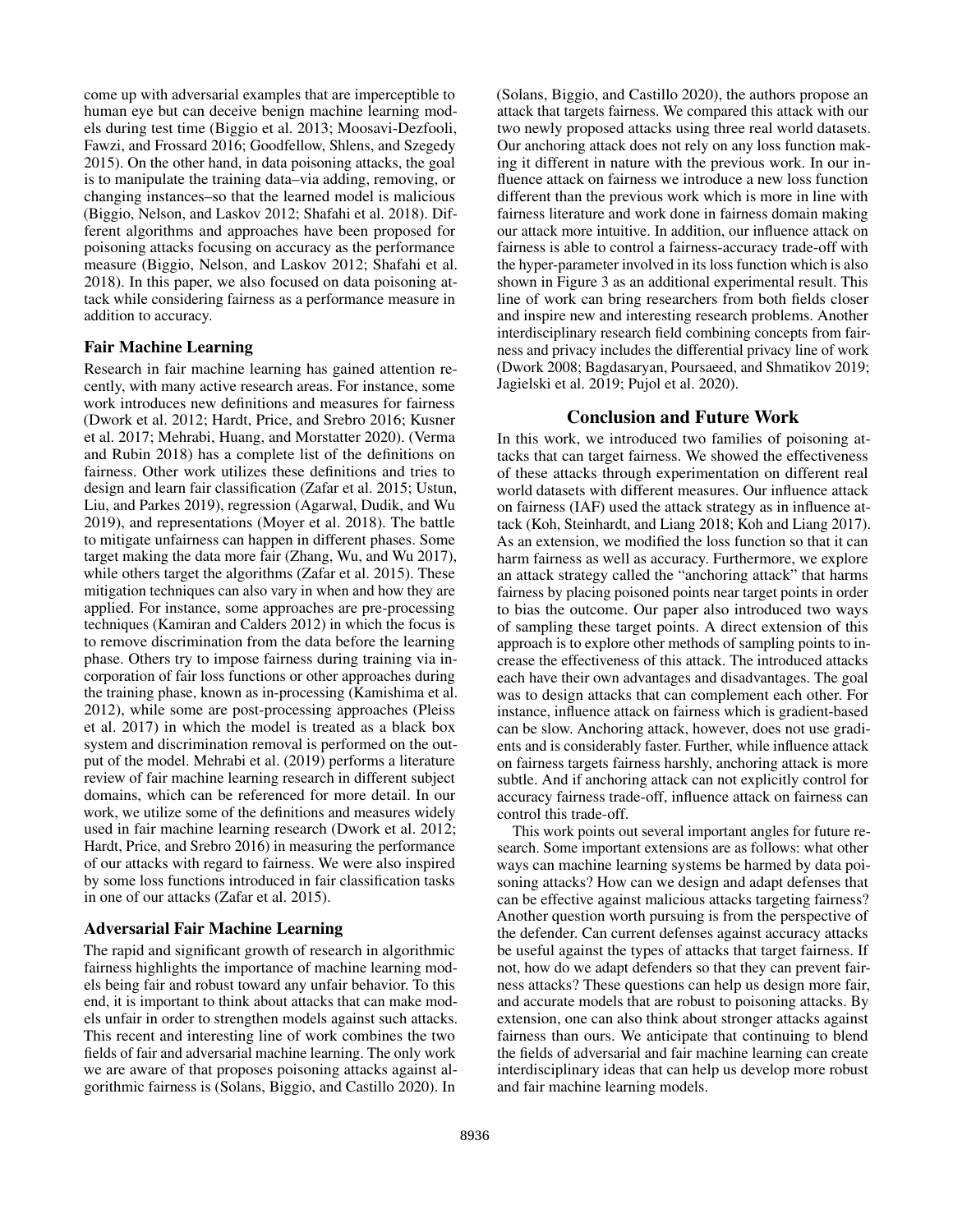come up with adversarial examples that are imperceptible to human eye but can deceive benign machine learning models during test time (Biggio et al. 2013; Moosavi-Dezfooli, Fawzi, and Frossard 2016; Goodfellow, Shlens, and Szegedy 2015). On the other hand, in data poisoning attacks, the goal is to manipulate the training data–via adding, removing, or changing instances–so that the learned model is malicious (Biggio, Nelson, and Laskov 2012; Shafahi et al. 2018). Different algorithms and approaches have been proposed for poisoning attacks focusing on accuracy as the performance measure (Biggio, Nelson, and Laskov 2012; Shafahi et al. 2018). In this paper, we also focused on data poisoning attack while considering fairness as a performance measure in addition to accuracy.

### Fair Machine Learning

Research in fair machine learning has gained attention recently, with many active research areas. For instance, some work introduces new definitions and measures for fairness (Dwork et al. 2012; Hardt, Price, and Srebro 2016; Kusner et al. 2017; Mehrabi, Huang, and Morstatter 2020). (Verma and Rubin 2018) has a complete list of the definitions on fairness. Other work utilizes these definitions and tries to design and learn fair classification (Zafar et al. 2015; Ustun, Liu, and Parkes 2019), regression (Agarwal, Dudik, and Wu 2019), and representations (Moyer et al. 2018). The battle to mitigate unfairness can happen in different phases. Some target making the data more fair (Zhang, Wu, and Wu 2017), while others target the algorithms (Zafar et al. 2015). These mitigation techniques can also vary in when and how they are applied. For instance, some approaches are pre-processing techniques (Kamiran and Calders 2012) in which the focus is to remove discrimination from the data before the learning phase. Others try to impose fairness during training via incorporation of fair loss functions or other approaches during the training phase, known as in-processing (Kamishima et al. 2012), while some are post-processing approaches (Pleiss et al. 2017) in which the model is treated as a black box system and discrimination removal is performed on the output of the model. Mehrabi et al. (2019) performs a literature review of fair machine learning research in different subject domains, which can be referenced for more detail. In our work, we utilize some of the definitions and measures widely used in fair machine learning research (Dwork et al. 2012; Hardt, Price, and Srebro 2016) in measuring the performance of our attacks with regard to fairness. We were also inspired by some loss functions introduced in fair classification tasks in one of our attacks (Zafar et al. 2015).

### Adversarial Fair Machine Learning

The rapid and significant growth of research in algorithmic fairness highlights the importance of machine learning models being fair and robust toward any unfair behavior. To this end, it is important to think about attacks that can make models unfair in order to strengthen models against such attacks. This recent and interesting line of work combines the two fields of fair and adversarial machine learning. The only work we are aware of that proposes poisoning attacks against algorithmic fairness is (Solans, Biggio, and Castillo 2020). In (Solans, Biggio, and Castillo 2020), the authors propose an attack that targets fairness. We compared this attack with our two newly proposed attacks using three real world datasets. Our anchoring attack does not rely on any loss function making it different in nature with the previous work. In our influence attack on fairness we introduce a new loss function different than the previous work which is more in line with fairness literature and work done in fairness domain making our attack more intuitive. In addition, our influence attack on fairness is able to control a fairness-accuracy trade-off with the hyper-parameter involved in its loss function which is also shown in Figure 3 as an additional experimental result. This line of work can bring researchers from both fields closer and inspire new and interesting research problems. Another interdisciplinary research field combining concepts from fairness and privacy includes the differential privacy line of work (Dwork 2008; Bagdasaryan, Poursaeed, and Shmatikov 2019; Jagielski et al. 2019; Pujol et al. 2020).

## Conclusion and Future Work

In this work, we introduced two families of poisoning attacks that can target fairness. We showed the effectiveness of these attacks through experimentation on different real world datasets with different measures. Our influence attack on fairness (IAF) used the attack strategy as in influence attack (Koh, Steinhardt, and Liang 2018; Koh and Liang 2017). As an extension, we modified the loss function so that it can harm fairness as well as accuracy. Furthermore, we explore an attack strategy called the "anchoring attack" that harms fairness by placing poisoned points near target points in order to bias the outcome. Our paper also introduced two ways of sampling these target points. A direct extension of this approach is to explore other methods of sampling points to increase the effectiveness of this attack. The introduced attacks each have their own advantages and disadvantages. The goal was to design attacks that can complement each other. For instance, influence attack on fairness which is gradient-based can be slow. Anchoring attack, however, does not use gradients and is considerably faster. Further, while influence attack on fairness targets fairness harshly, anchoring attack is more subtle. And if anchoring attack can not explicitly control for accuracy fairness trade-off, influence attack on fairness can control this trade-off.

This work points out several important angles for future research. Some important extensions are as follows: what other ways can machine learning systems be harmed by data poisoning attacks? How can we design and adapt defenses that can be effective against malicious attacks targeting fairness? Another question worth pursuing is from the perspective of the defender. Can current defenses against accuracy attacks be useful against the types of attacks that target fairness. If not, how do we adapt defenders so that they can prevent fairness attacks? These questions can help us design more fair, and accurate models that are robust to poisoning attacks. By extension, one can also think about stronger attacks against fairness than ours. We anticipate that continuing to blend the fields of adversarial and fair machine learning can create interdisciplinary ideas that can help us develop more robust and fair machine learning models.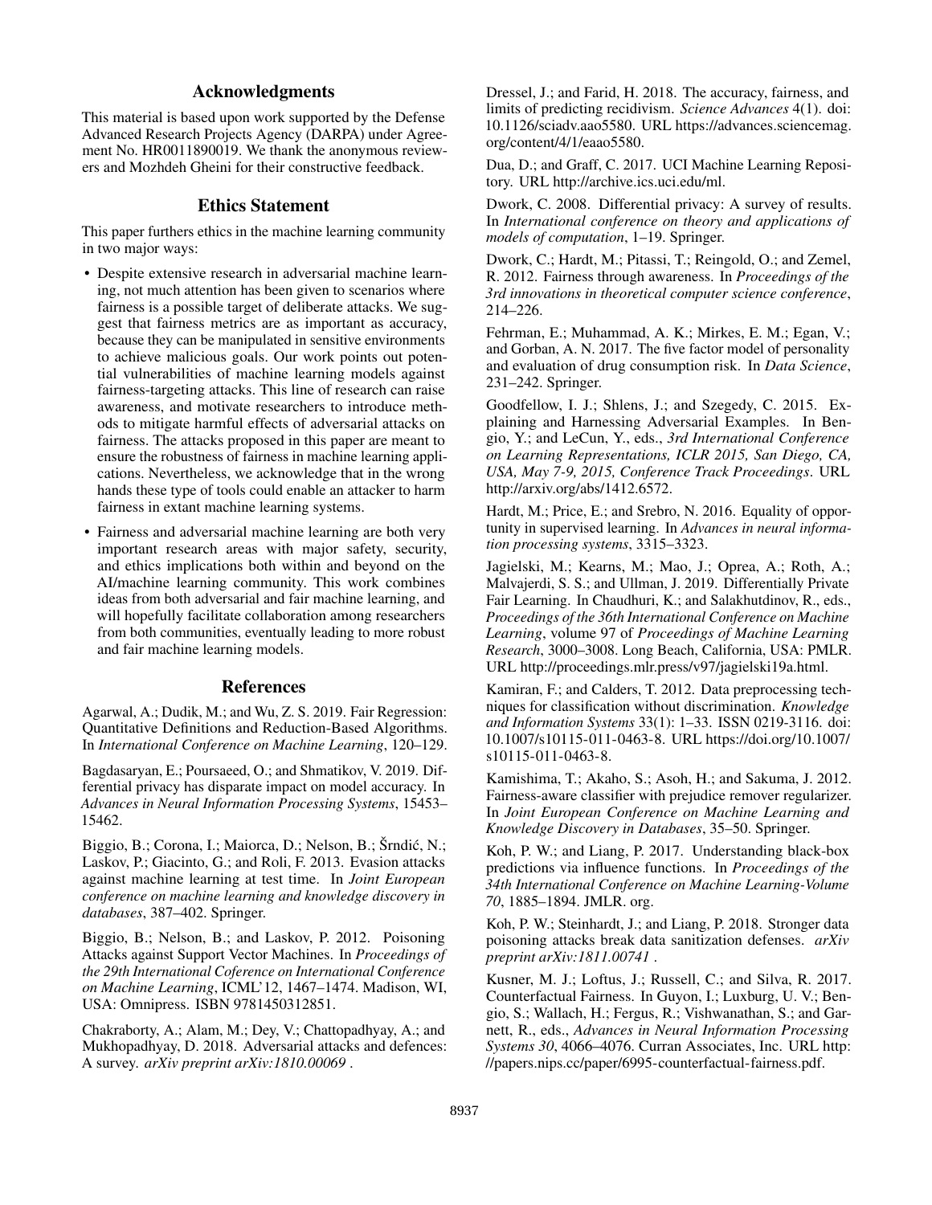## Acknowledgments

This material is based upon work supported by the Defense Advanced Research Projects Agency (DARPA) under Agreement No. HR0011890019. We thank the anonymous reviewers and Mozhdeh Gheini for their constructive feedback.

## Ethics Statement

This paper furthers ethics in the machine learning community in two major ways:

- Despite extensive research in adversarial machine learning, not much attention has been given to scenarios where fairness is a possible target of deliberate attacks. We suggest that fairness metrics are as important as accuracy, because they can be manipulated in sensitive environments to achieve malicious goals. Our work points out potential vulnerabilities of machine learning models against fairness-targeting attacks. This line of research can raise awareness, and motivate researchers to introduce methods to mitigate harmful effects of adversarial attacks on fairness. The attacks proposed in this paper are meant to ensure the robustness of fairness in machine learning applications. Nevertheless, we acknowledge that in the wrong hands these type of tools could enable an attacker to harm fairness in extant machine learning systems.
- Fairness and adversarial machine learning are both very important research areas with major safety, security, and ethics implications both within and beyond on the AI/machine learning community. This work combines ideas from both adversarial and fair machine learning, and will hopefully facilitate collaboration among researchers from both communities, eventually leading to more robust and fair machine learning models.

## References

Agarwal, A.; Dudik, M.; and Wu, Z. S. 2019. Fair Regression: Quantitative Definitions and Reduction-Based Algorithms. In *International Conference on Machine Learning*, 120–129.

Bagdasaryan, E.; Poursaeed, O.; and Shmatikov, V. 2019. Differential privacy has disparate impact on model accuracy. In *Advances in Neural Information Processing Systems*, 15453–15462.

Biggio, B.; Corona, I.; Maiorca, D.; Nelson, B.; Šrndić, N.; Laskov, P.; Giacinto, G.; and Roli, F. 2013. Evasion attacks against machine learning at test time. In *Joint European conference on machine learning and knowledge discovery in databases*, 387–402. Springer.

Biggio, B.; Nelson, B.; and Laskov, P. 2012. Poisoning Attacks against Support Vector Machines. In *Proceedings of the 29th International Coference on International Conference on Machine Learning*, ICML'12, 1467–1474. Madison, WI, USA: Omnipress. ISBN 9781450312851.

Chakraborty, A.; Alam, M.; Dey, V.; Chattopadhyay, A.; and Mukhopadhyay, D. 2018. Adversarial attacks and defences: A survey. *arXiv preprint arXiv:1810.00069* .

Dressel, J.; and Farid, H. 2018. The accuracy, fairness, and limits of predicting recidivism. *Science Advances* 4(1). doi: 10.1126/sciadv.aao5580. URL https://advances.sciencemag.org/content/4/1/eaao5580.

Dua, D.; and Graff, C. 2017. UCI Machine Learning Repository. URL http://archive.ics.uci.edu/ml.

Dwork, C. 2008. Differential privacy: A survey of results. In *International conference on theory and applications of models of computation*, 1–19. Springer.

Dwork, C.; Hardt, M.; Pitassi, T.; Reingold, O.; and Zemel, R. 2012. Fairness through awareness. In *Proceedings of the 3rd innovations in theoretical computer science conference*, 214–226.

Fehrman, E.; Muhammad, A. K.; Mirkes, E. M.; Egan, V.; and Gorban, A. N. 2017. The five factor model of personality and evaluation of drug consumption risk. In *Data Science*, 231–242. Springer.

Goodfellow, I. J.; Shlens, J.; and Szegedy, C. 2015. Explaining and Harnessing Adversarial Examples. In Bengio, Y.; and LeCun, Y., eds., *3rd International Conference on Learning Representations, ICLR 2015, San Diego, CA, USA, May 7-9, 2015, Conference Track Proceedings*. URL http://arxiv.org/abs/1412.6572.

Hardt, M.; Price, E.; and Srebro, N. 2016. Equality of opportunity in supervised learning. In *Advances in neural information processing systems*, 3315–3323.

Jagielski, M.; Kearns, M.; Mao, J.; Oprea, A.; Roth, A.; Malvajerdi, S. S.; and Ullman, J. 2019. Differentially Private Fair Learning. In Chaudhuri, K.; and Salakhutdinov, R., eds., *Proceedings of the 36th International Conference on Machine Learning*, volume 97 of *Proceedings of Machine Learning Research*, 3000–3008. Long Beach, California, USA: PMLR. URL http://proceedings.mlr.press/v97/jagielski19a.html.

Kamiran, F.; and Calders, T. 2012. Data preprocessing techniques for classification without discrimination. *Knowledge and Information Systems* 33(1): 1–33. ISSN 0219-3116. doi: 10.1007/s10115-011-0463-8. URL https://doi.org/10.1007/s10115-011-0463-8.

Kamishima, T.; Akaho, S.; Asoh, H.; and Sakuma, J. 2012. Fairness-aware classifier with prejudice remover regularizer. In *Joint European Conference on Machine Learning and Knowledge Discovery in Databases*, 35–50. Springer.

Koh, P. W.; and Liang, P. 2017. Understanding black-box predictions via influence functions. In *Proceedings of the 34th International Conference on Machine Learning-Volume 70*, 1885–1894. JMLR. org.

Koh, P. W.; Steinhardt, J.; and Liang, P. 2018. Stronger data poisoning attacks break data sanitization defenses. *arXiv preprint arXiv:1811.00741* .

Kusner, M. J.; Loftus, J.; Russell, C.; and Silva, R. 2017. Counterfactual Fairness. In Guyon, I.; Luxburg, U. V.; Bengio, S.; Wallach, H.; Fergus, R.; Vishwanathan, S.; and Garnett, R., eds., *Advances in Neural Information Processing Systems 30*, 4066–4076. Curran Associates, Inc. URL http://papers.nips.cc/paper/6995-counterfactual-fairness.pdf.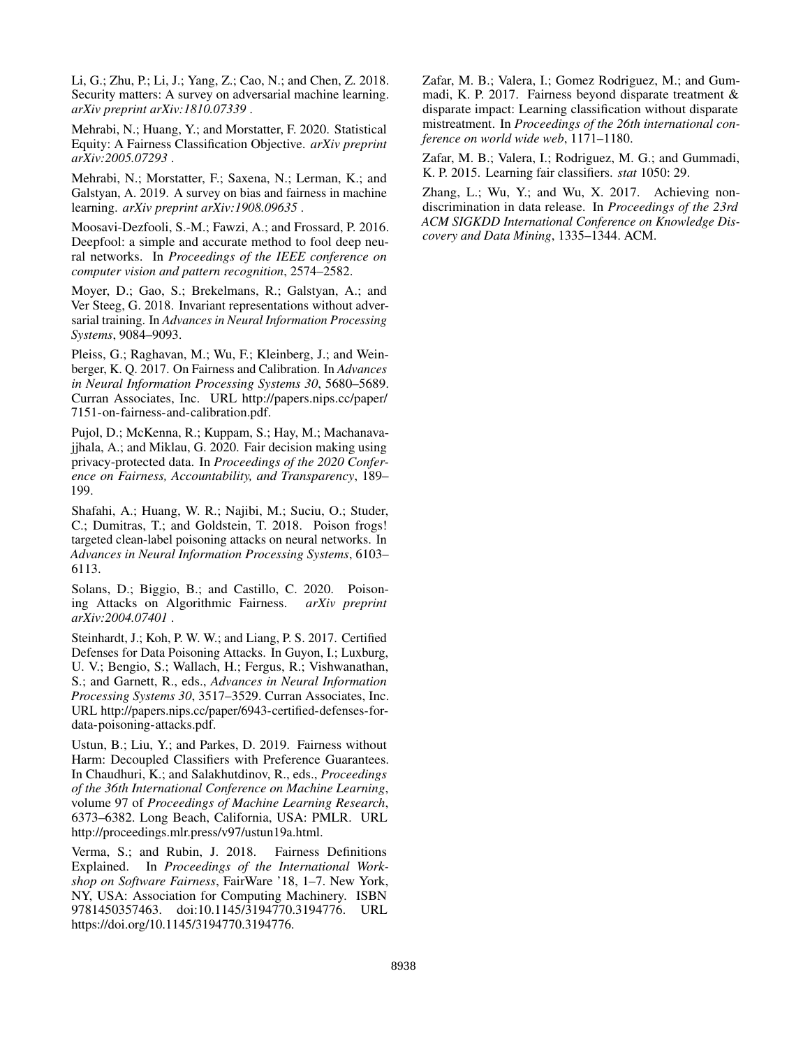Li, G.; Zhu, P.; Li, J.; Yang, Z.; Cao, N.; and Chen, Z. 2018. Security matters: A survey on adversarial machine learning. *arXiv preprint arXiv:1810.07339* .

Mehrabi, N.; Huang, Y.; and Morstatter, F. 2020. Statistical Equity: A Fairness Classification Objective. *arXiv preprint arXiv:2005.07293* .

Mehrabi, N.; Morstatter, F.; Saxena, N.; Lerman, K.; and Galstyan, A. 2019. A survey on bias and fairness in machine learning. *arXiv preprint arXiv:1908.09635* .

Moosavi-Dezfooli, S.-M.; Fawzi, A.; and Frossard, P. 2016. Deepfool: a simple and accurate method to fool deep neural networks. In *Proceedings of the IEEE conference on computer vision and pattern recognition*, 2574–2582.

Moyer, D.; Gao, S.; Brekelmans, R.; Galstyan, A.; and Ver Steeg, G. 2018. Invariant representations without adversarial training. In *Advances in Neural Information Processing Systems*, 9084–9093.

Pleiss, G.; Raghavan, M.; Wu, F.; Kleinberg, J.; and Weinberger, K. Q. 2017. On Fairness and Calibration. In *Advances in Neural Information Processing Systems 30*, 5680–5689. Curran Associates, Inc. URL http://papers.nips.cc/paper/7151-on-fairness-and-calibration.pdf.

Pujol, D.; McKenna, R.; Kuppam, S.; Hay, M.; Machanavajjhala, A.; and Miklau, G. 2020. Fair decision making using privacy-protected data. In *Proceedings of the 2020 Conference on Fairness, Accountability, and Transparency*, 189–199.

Shafahi, A.; Huang, W. R.; Najibi, M.; Suciu, O.; Studer, C.; Dumitras, T.; and Goldstein, T. 2018. Poison frogs! targeted clean-label poisoning attacks on neural networks. In *Advances in Neural Information Processing Systems*, 6103–6113.

Solans, D.; Biggio, B.; and Castillo, C. 2020. Poisoning Attacks on Algorithmic Fairness. *arXiv preprint arXiv:2004.07401* .

Steinhardt, J.; Koh, P. W. W.; and Liang, P. S. 2017. Certified Defenses for Data Poisoning Attacks. In Guyon, I.; Luxburg, U. V.; Bengio, S.; Wallach, H.; Fergus, R.; Vishwanathan, S.; and Garnett, R., eds., *Advances in Neural Information Processing Systems 30*, 3517–3529. Curran Associates, Inc. URL http://papers.nips.cc/paper/6943-certified-defenses-for-data-poisoning-attacks.pdf.

Ustun, B.; Liu, Y.; and Parkes, D. 2019. Fairness without Harm: Decoupled Classifiers with Preference Guarantees. In Chaudhuri, K.; and Salakhutdinov, R., eds., *Proceedings of the 36th International Conference on Machine Learning*, volume 97 of *Proceedings of Machine Learning Research*, 6373–6382. Long Beach, California, USA: PMLR. URL http://proceedings.mlr.press/v97/ustun19a.html.

Verma, S.; and Rubin, J. 2018. Fairness Definitions Explained. In *Proceedings of the International Workshop on Software Fairness*, FairWare '18, 1–7. New York, NY, USA: Association for Computing Machinery. ISBN 9781450357463. doi:10.1145/3194770.3194776. URL https://doi.org/10.1145/3194770.3194776.

Zafar, M. B.; Valera, I.; Gomez Rodriguez, M.; and Gummadi, K. P. 2017. Fairness beyond disparate treatment & disparate impact: Learning classification without disparate mistreatment. In *Proceedings of the 26th international conference on world wide web*, 1171–1180.

Zafar, M. B.; Valera, I.; Rodriguez, M. G.; and Gummadi, K. P. 2015. Learning fair classifiers. *stat* 1050: 29.

Zhang, L.; Wu, Y.; and Wu, X. 2017. Achieving non-discrimination in data release. In *Proceedings of the 23rd ACM SIGKDD International Conference on Knowledge Discovery and Data Mining*, 1335–1344. ACM.